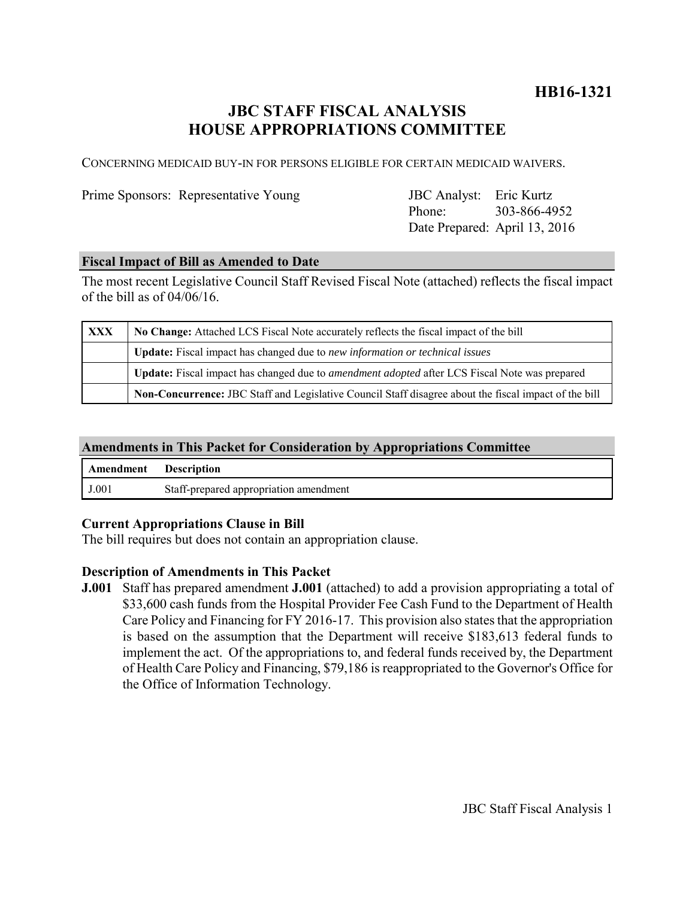**HB16-1321**

# JBC STAFF FISCAL ANALYSIS
# HOUSE APPROPRIATIONS COMMITTEE

CONCERNING MEDICAID BUY-IN FOR PERSONS ELIGIBLE FOR CERTAIN MEDICAID WAIVERS.

Prime Sponsors: Representative Young

JBC Analyst: Eric Kurtz
Phone: 303-866-4952
Date Prepared: April 13, 2016

### Fiscal Impact of Bill as Amended to Date

The most recent Legislative Council Staff Revised Fiscal Note (attached) reflects the fiscal impact of the bill as of 04/06/16.

| | |
|---|---|
| **XXX** | **No Change:** Attached LCS Fiscal Note accurately reflects the fiscal impact of the bill |
| | **Update:** Fiscal impact has changed due to *new information or technical issues* |
| | **Update:** Fiscal impact has changed due to *amendment adopted* after LCS Fiscal Note was prepared |
| | **Non-Concurrence:** JBC Staff and Legislative Council Staff disagree about the fiscal impact of the bill |

### Amendments in This Packet for Consideration by Appropriations Committee

| Amendment | Description |
|---|---|
| J.001 | Staff-prepared appropriation amendment |

### Current Appropriations Clause in Bill

The bill requires but does not contain an appropriation clause.

### Description of Amendments in This Packet

**J.001** Staff has prepared amendment **J.001** (attached) to add a provision appropriating a total of $33,600 cash funds from the Hospital Provider Fee Cash Fund to the Department of Health Care Policy and Financing for FY 2016-17. This provision also states that the appropriation is based on the assumption that the Department will receive $183,613 federal funds to implement the act. Of the appropriations to, and federal funds received by, the Department of Health Care Policy and Financing, $79,186 is reappropriated to the Governor's Office for the Office of Information Technology.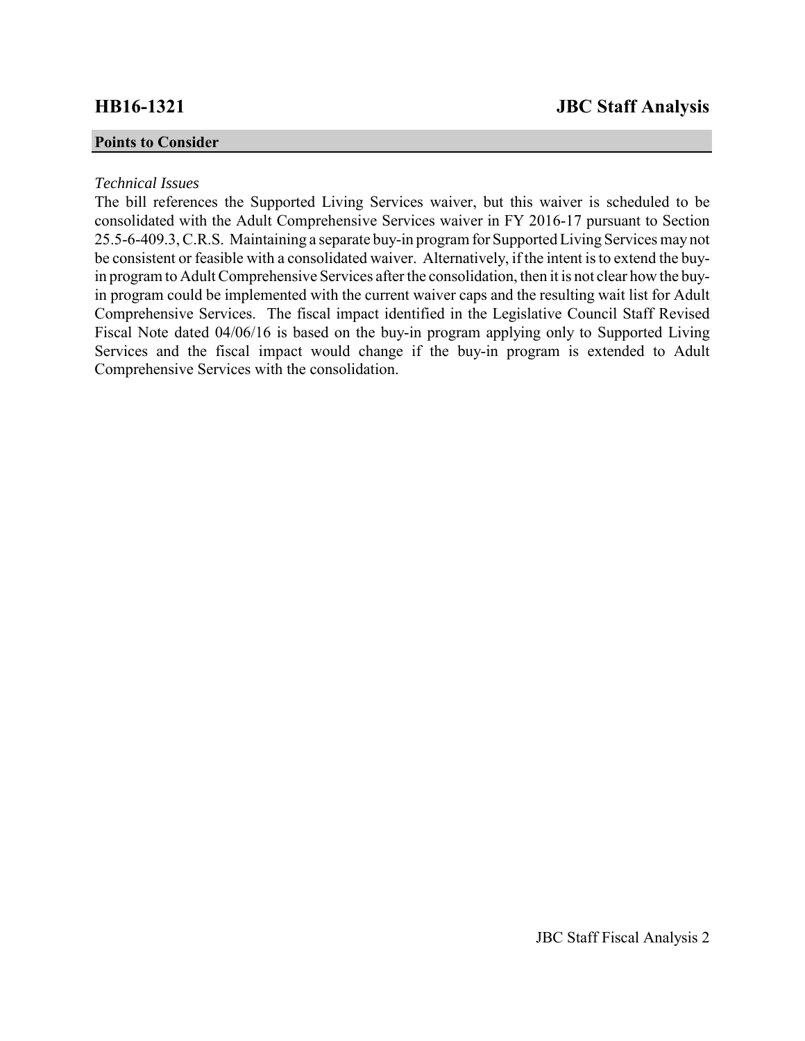## Points to Consider

*Technical Issues*

The bill references the Supported Living Services waiver, but this waiver is scheduled to be consolidated with the Adult Comprehensive Services waiver in FY 2016-17 pursuant to Section 25.5-6-409.3, C.R.S. Maintaining a separate buy-in program for Supported Living Services may not be consistent or feasible with a consolidated waiver. Alternatively, if the intent is to extend the buy-in program to Adult Comprehensive Services after the consolidation, then it is not clear how the buy-in program could be implemented with the current waiver caps and the resulting wait list for Adult Comprehensive Services. The fiscal impact identified in the Legislative Council Staff Revised Fiscal Note dated 04/06/16 is based on the buy-in program applying only to Supported Living Services and the fiscal impact would change if the buy-in program is extended to Adult Comprehensive Services with the consolidation.